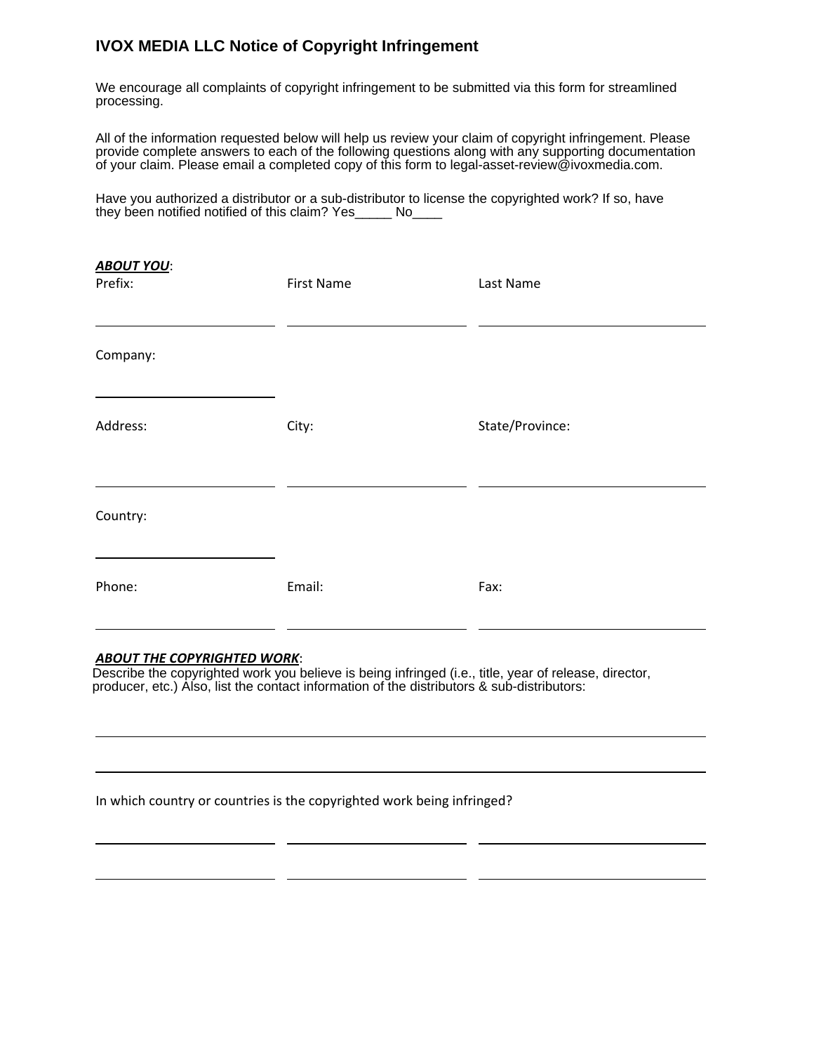## IVOX MEDIA LLC Notice of Copyright Infringement

We encourage all complaints of copyright infringement to be submitted via this form for streamlined processing.

All of the information requested below will help us review your claim of copyright infringement. Please provide complete answers to each of the following questions along with any supporting documentation of your claim. Please email a completed copy of this form to legal-asset-review@ivoxmedia.com.

Have you authorized a distributor or a sub-distributor to license the copyrighted work? If so, have they been notified notified of this claim? Yes_____ No____

***ABOUT YOU***:

Prefix: ______________________ First Name ______________________ Last Name ______________________

Company: ______________________

Address: ______________________ City: ______________________ State/Province: ______________________

Country: ______________________

Phone: ______________________ Email: ______________________ Fax: ______________________

***ABOUT THE COPYRIGHTED WORK***:

Describe the copyrighted work you believe is being infringed (i.e., title, year of release, director, producer, etc.) Also, list the contact information of the distributors & sub-distributors:

______________________________________________________________________

______________________________________________________________________

In which country or countries is the copyrighted work being infringed?

______________________ ______________________ ______________________

______________________ ______________________ ______________________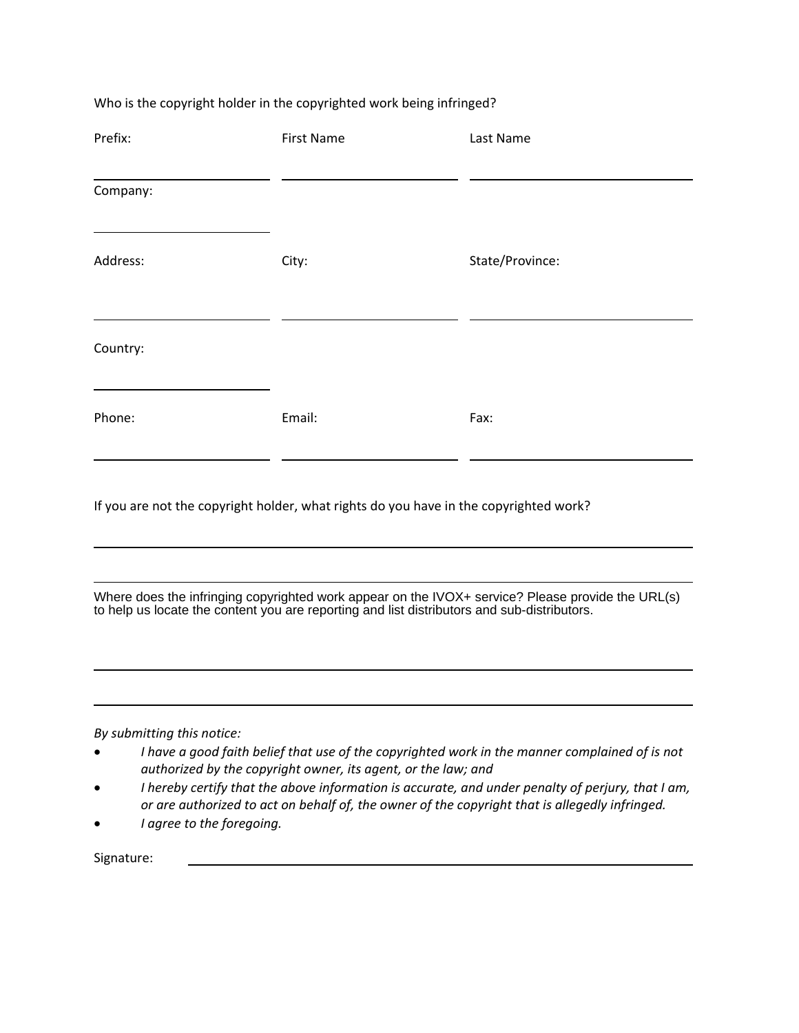Who is the copyright holder in the copyrighted work being infringed?

| Prefix: | First Name | Last Name |
| --- | --- | --- |
| | | |

Company:

______________________

| Address: | City: | State/Province: |
| --- | --- | --- |
| | | |

Country:

______________________

| Phone: | Email: | Fax: |
| --- | --- | --- |
| | | |

If you are not the copyright holder, what rights do you have in the copyrighted work?

______________________________________________________________________

______________________________________________________________________

Where does the infringing copyrighted work appear on the IVOX+ service? Please provide the URL(s) to help us locate the content you are reporting and list distributors and sub-distributors.

______________________________________________________________________

______________________________________________________________________

*By submitting this notice:*

- *I have a good faith belief that use of the copyrighted work in the manner complained of is not authorized by the copyright owner, its agent, or the law; and*
- *I hereby certify that the above information is accurate, and under penalty of perjury, that I am, or are authorized to act on behalf of, the owner of the copyright that is allegedly infringed.*
- *I agree to the foregoing.*

Signature: ______________________________________________________________